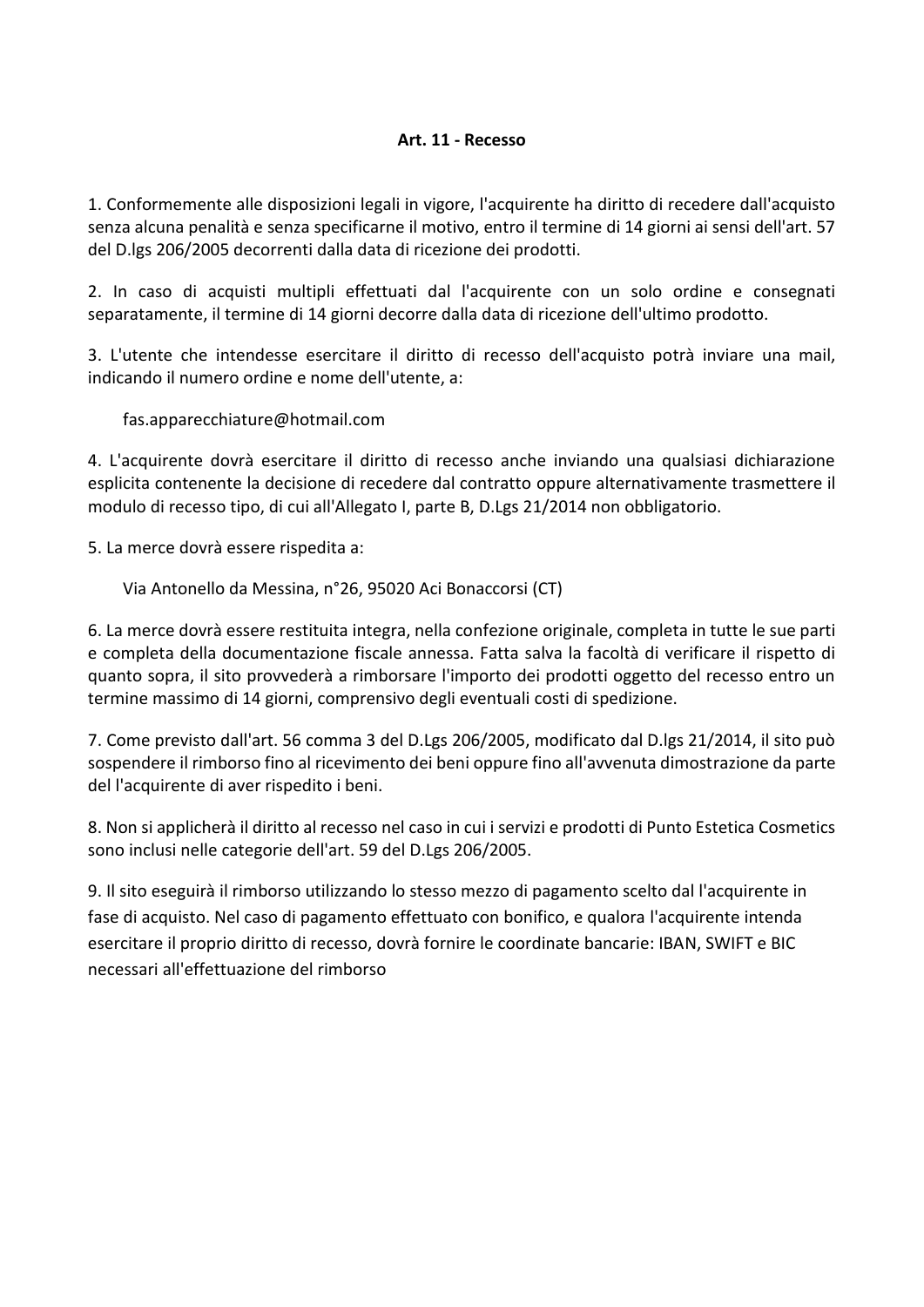**Art. 11 - Recesso**

1. Conformemente alle disposizioni legali in vigore, l'acquirente ha diritto di recedere dall'acquisto senza alcuna penalità e senza specificarne il motivo, entro il termine di 14 giorni ai sensi dell'art. 57 del D.lgs 206/2005 decorrenti dalla data di ricezione dei prodotti.

2. In caso di acquisti multipli effettuati dal l'acquirente con un solo ordine e consegnati separatamente, il termine di 14 giorni decorre dalla data di ricezione dell'ultimo prodotto.

3. L'utente che intendesse esercitare il diritto di recesso dell'acquisto potrà inviare una mail, indicando il numero ordine e nome dell'utente, a:

    fas.apparecchiature@hotmail.com

4. L'acquirente dovrà esercitare il diritto di recesso anche inviando una qualsiasi dichiarazione esplicita contenente la decisione di recedere dal contratto oppure alternativamente trasmettere il modulo di recesso tipo, di cui all'Allegato I, parte B, D.Lgs 21/2014 non obbligatorio.

5. La merce dovrà essere rispedita a:

    Via Antonello da Messina, n°26, 95020 Aci Bonaccorsi (CT)

6. La merce dovrà essere restituita integra, nella confezione originale, completa in tutte le sue parti e completa della documentazione fiscale annessa. Fatta salva la facoltà di verificare il rispetto di quanto sopra, il sito provvederà a rimborsare l'importo dei prodotti oggetto del recesso entro un termine massimo di 14 giorni, comprensivo degli eventuali costi di spedizione.

7. Come previsto dall'art. 56 comma 3 del D.Lgs 206/2005, modificato dal D.lgs 21/2014, il sito può sospendere il rimborso fino al ricevimento dei beni oppure fino all'avvenuta dimostrazione da parte del l'acquirente di aver rispedito i beni.

8. Non si applicherà il diritto al recesso nel caso in cui i servizi e prodotti di Punto Estetica Cosmetics sono inclusi nelle categorie dell'art. 59 del D.Lgs 206/2005.

9. Il sito eseguirà il rimborso utilizzando lo stesso mezzo di pagamento scelto dal l'acquirente in fase di acquisto. Nel caso di pagamento effettuato con bonifico, e qualora l'acquirente intenda esercitare il proprio diritto di recesso, dovrà fornire le coordinate bancarie: IBAN, SWIFT e BIC necessari all'effettuazione del rimborso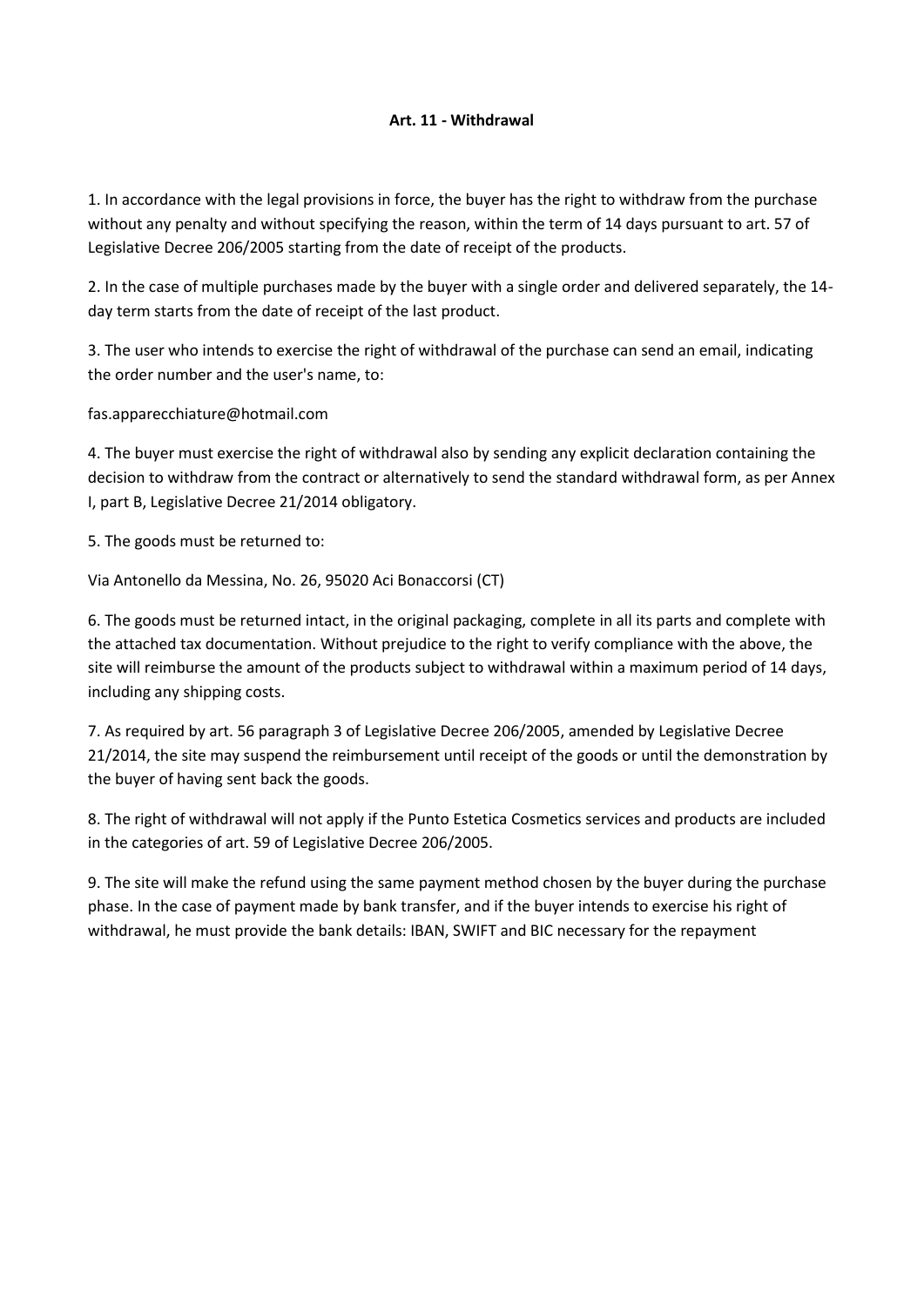**Art. 11 - Withdrawal**

1. In accordance with the legal provisions in force, the buyer has the right to withdraw from the purchase without any penalty and without specifying the reason, within the term of 14 days pursuant to art. 57 of Legislative Decree 206/2005 starting from the date of receipt of the products.

2. In the case of multiple purchases made by the buyer with a single order and delivered separately, the 14-day term starts from the date of receipt of the last product.

3. The user who intends to exercise the right of withdrawal of the purchase can send an email, indicating the order number and the user's name, to:

fas.apparecchiature@hotmail.com

4. The buyer must exercise the right of withdrawal also by sending any explicit declaration containing the decision to withdraw from the contract or alternatively to send the standard withdrawal form, as per Annex I, part B, Legislative Decree 21/2014 obligatory.

5. The goods must be returned to:

Via Antonello da Messina, No. 26, 95020 Aci Bonaccorsi (CT)

6. The goods must be returned intact, in the original packaging, complete in all its parts and complete with the attached tax documentation. Without prejudice to the right to verify compliance with the above, the site will reimburse the amount of the products subject to withdrawal within a maximum period of 14 days, including any shipping costs.

7. As required by art. 56 paragraph 3 of Legislative Decree 206/2005, amended by Legislative Decree 21/2014, the site may suspend the reimbursement until receipt of the goods or until the demonstration by the buyer of having sent back the goods.

8. The right of withdrawal will not apply if the Punto Estetica Cosmetics services and products are included in the categories of art. 59 of Legislative Decree 206/2005.

9. The site will make the refund using the same payment method chosen by the buyer during the purchase phase. In the case of payment made by bank transfer, and if the buyer intends to exercise his right of withdrawal, he must provide the bank details: IBAN, SWIFT and BIC necessary for the repayment